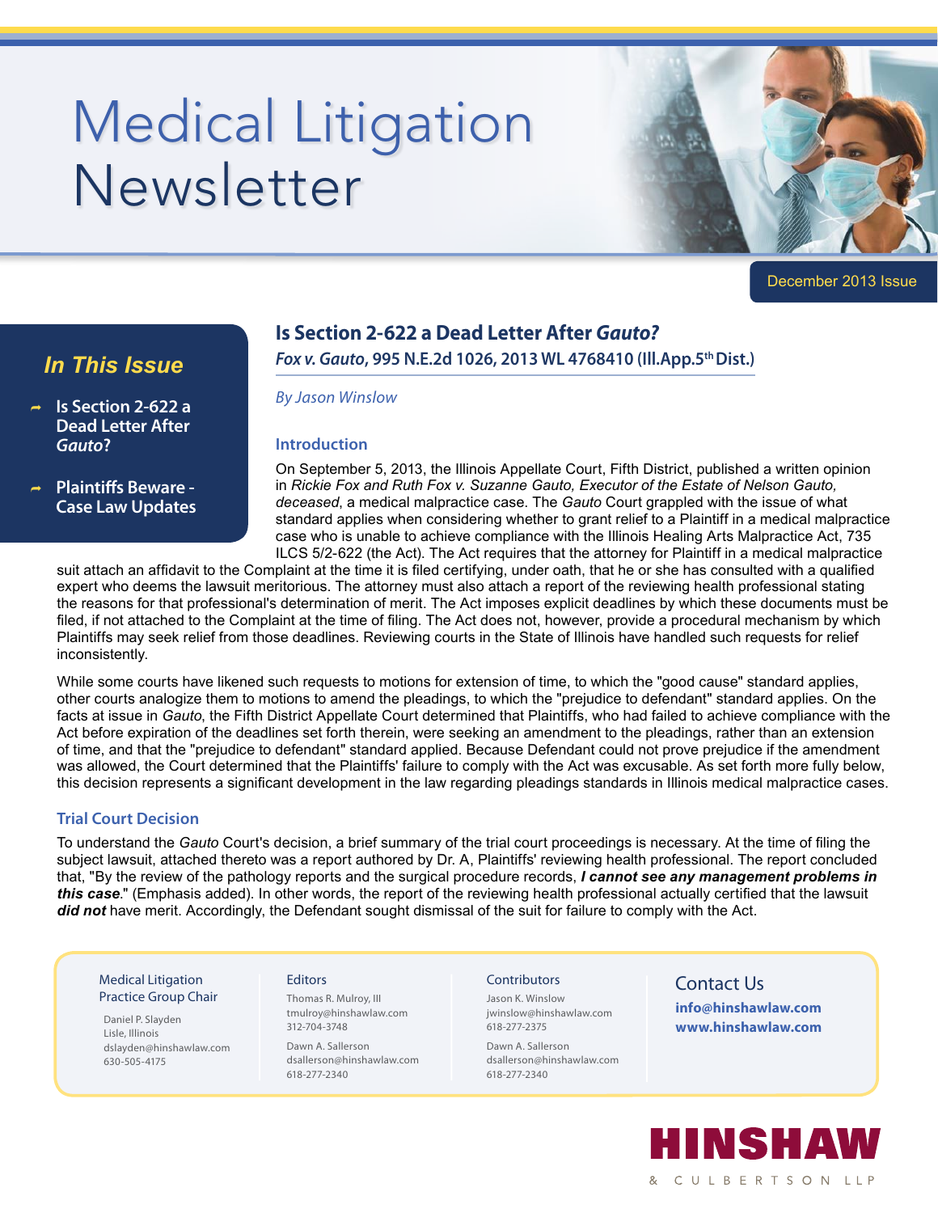# Medical Litigation Newsletter

December 2013 Issue

## In This Issue

- Is Section 2-622 a Dead Letter After *Gauto*?
- Plaintiffs Beware - Case Law Updates

## Is Section 2-622 a Dead Letter After *Gauto?*

***Fox v. Gauto*, 995 N.E.2d 1026, 2013 WL 4768410 (Ill.App.5th Dist.)**

*By Jason Winslow*

### Introduction

On September 5, 2013, the Illinois Appellate Court, Fifth District, published a written opinion in *Rickie Fox and Ruth Fox v. Suzanne Gauto, Executor of the Estate of Nelson Gauto, deceased*, a medical malpractice case. The *Gauto* Court grappled with the issue of what standard applies when considering whether to grant relief to a Plaintiff in a medical malpractice case who is unable to achieve compliance with the Illinois Healing Arts Malpractice Act, 735 ILCS 5/2-622 (the Act). The Act requires that the attorney for Plaintiff in a medical malpractice suit attach an affidavit to the Complaint at the time it is filed certifying, under oath, that he or she has consulted with a qualified expert who deems the lawsuit meritorious. The attorney must also attach a report of the reviewing health professional stating the reasons for that professional's determination of merit. The Act imposes explicit deadlines by which these documents must be filed, if not attached to the Complaint at the time of filing. The Act does not, however, provide a procedural mechanism by which Plaintiffs may seek relief from those deadlines. Reviewing courts in the State of Illinois have handled such requests for relief inconsistently.

While some courts have likened such requests to motions for extension of time, to which the "good cause" standard applies, other courts analogize them to motions to amend the pleadings, to which the "prejudice to defendant" standard applies. On the facts at issue in *Gauto*, the Fifth District Appellate Court determined that Plaintiffs, who had failed to achieve compliance with the Act before expiration of the deadlines set forth therein, were seeking an amendment to the pleadings, rather than an extension of time, and that the "prejudice to defendant" standard applied. Because Defendant could not prove prejudice if the amendment was allowed, the Court determined that the Plaintiffs' failure to comply with the Act was excusable. As set forth more fully below, this decision represents a significant development in the law regarding pleadings standards in Illinois medical malpractice cases.

### Trial Court Decision

To understand the *Gauto* Court's decision, a brief summary of the trial court proceedings is necessary. At the time of filing the subject lawsuit, attached thereto was a report authored by Dr. A, Plaintiffs' reviewing health professional. The report concluded that, "By the review of the pathology reports and the surgical procedure records, ***I cannot see any management problems in this case***." (Emphasis added). In other words, the report of the reviewing health professional actually certified that the lawsuit ***did not*** have merit. Accordingly, the Defendant sought dismissal of the suit for failure to comply with the Act.

---

**Medical Litigation Practice Group Chair**

Daniel P. Slayden
Lisle, Illinois
dslayden@hinshawlaw.com
630-505-4175

**Editors**

Thomas R. Mulroy, III
tmulroy@hinshawlaw.com
312-704-3748

Dawn A. Sallerson
dsallerson@hinshawlaw.com
618-277-2340

**Contributors**

Jason K. Winslow
jwinslow@hinshawlaw.com
618-277-2375

Dawn A. Sallerson
dsallerson@hinshawlaw.com
618-277-2340

**Contact Us**

**info@hinshawlaw.com**
**www.hinshawlaw.com**

HINSHAW & CULBERTSON LLP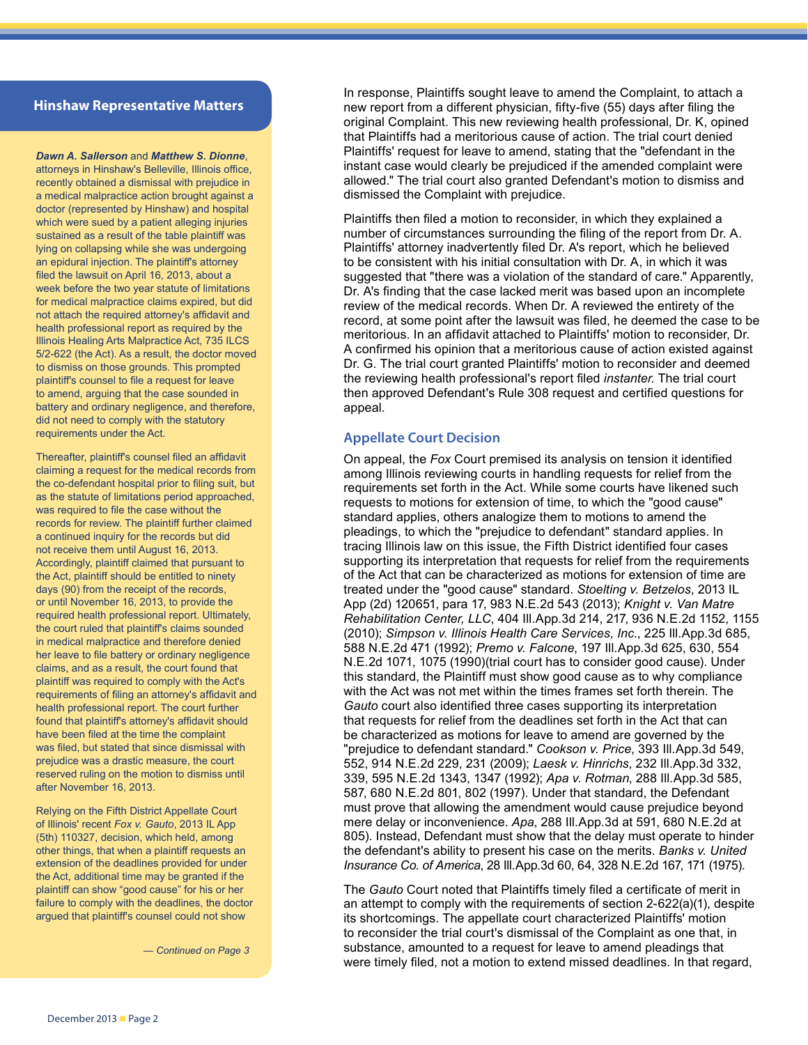## Hinshaw Representative Matters

***Dawn A. Sallerson*** and ***Matthew S. Dionne***, attorneys in Hinshaw's Belleville, Illinois office, recently obtained a dismissal with prejudice in a medical malpractice action brought against a doctor (represented by Hinshaw) and hospital which were sued by a patient alleging injuries sustained as a result of the table plaintiff was lying on collapsing while she was undergoing an epidural injection. The plaintiff's attorney filed the lawsuit on April 16, 2013, about a week before the two year statute of limitations for medical malpractice claims expired, but did not attach the required attorney's affidavit and health professional report as required by the Illinois Healing Arts Malpractice Act, 735 ILCS 5/2-622 (the Act). As a result, the doctor moved to dismiss on those grounds. This prompted plaintiff's counsel to file a request for leave to amend, arguing that the case sounded in battery and ordinary negligence, and therefore, did not need to comply with the statutory requirements under the Act.

Thereafter, plaintiff's counsel filed an affidavit claiming a request for the medical records from the co-defendant hospital prior to filing suit, but as the statute of limitations period approached, was required to file the case without the records for review. The plaintiff further claimed a continued inquiry for the records but did not receive them until August 16, 2013. Accordingly, plaintiff claimed that pursuant to the Act, plaintiff should be entitled to ninety days (90) from the receipt of the records, or until November 16, 2013, to provide the required health professional report. Ultimately, the court ruled that plaintiff's claims sounded in medical malpractice and therefore denied her leave to file battery or ordinary negligence claims, and as a result, the court found that plaintiff was required to comply with the Act's requirements of filing an attorney's affidavit and health professional report. The court further found that plaintiff's attorney's affidavit should have been filed at the time the complaint was filed, but stated that since dismissal with prejudice was a drastic measure, the court reserved ruling on the motion to dismiss until after November 16, 2013.

Relying on the Fifth District Appellate Court of Illinois' recent *Fox v. Gauto*, 2013 IL App (5th) 110327, decision, which held, among other things, that when a plaintiff requests an extension of the deadlines provided for under the Act, additional time may be granted if the plaintiff can show "good cause" for his or her failure to comply with the deadlines, the doctor argued that plaintiff's counsel could not show

*— Continued on Page 3*

In response, Plaintiffs sought leave to amend the Complaint, to attach a new report from a different physician, fifty-five (55) days after filing the original Complaint. This new reviewing health professional, Dr. K, opined that Plaintiffs had a meritorious cause of action. The trial court denied Plaintiffs' request for leave to amend, stating that the "defendant in the instant case would clearly be prejudiced if the amended complaint were allowed." The trial court also granted Defendant's motion to dismiss and dismissed the Complaint with prejudice.

Plaintiffs then filed a motion to reconsider, in which they explained a number of circumstances surrounding the filing of the report from Dr. A. Plaintiffs' attorney inadvertently filed Dr. A's report, which he believed to be consistent with his initial consultation with Dr. A, in which it was suggested that "there was a violation of the standard of care." Apparently, Dr. A's finding that the case lacked merit was based upon an incomplete review of the medical records. When Dr. A reviewed the entirety of the record, at some point after the lawsuit was filed, he deemed the case to be meritorious. In an affidavit attached to Plaintiffs' motion to reconsider, Dr. A confirmed his opinion that a meritorious cause of action existed against Dr. G. The trial court granted Plaintiffs' motion to reconsider and deemed the reviewing health professional's report filed *instanter*. The trial court then approved Defendant's Rule 308 request and certified questions for appeal.

### Appellate Court Decision

On appeal, the *Fox* Court premised its analysis on tension it identified among Illinois reviewing courts in handling requests for relief from the requirements set forth in the Act. While some courts have likened such requests to motions for extension of time, to which the "good cause" standard applies, others analogize them to motions to amend the pleadings, to which the "prejudice to defendant" standard applies. In tracing Illinois law on this issue, the Fifth District identified four cases supporting its interpretation that requests for relief from the requirements of the Act that can be characterized as motions for extension of time are treated under the "good cause" standard. *Stoelting v. Betzelos*, 2013 IL App (2d) 120651, para 17, 983 N.E.2d 543 (2013); *Knight v. Van Matre Rehabilitation Center, LLC*, 404 Ill.App.3d 214, 217, 936 N.E.2d 1152, 1155 (2010); *Simpson v. Illinois Health Care Services, Inc.*, 225 Ill.App.3d 685, 588 N.E.2d 471 (1992); *Premo v. Falcone*, 197 Ill.App.3d 625, 630, 554 N.E.2d 1071, 1075 (1990)(trial court has to consider good cause). Under this standard, the Plaintiff must show good cause as to why compliance with the Act was not met within the times frames set forth therein. The *Gauto* court also identified three cases supporting its interpretation that requests for relief from the deadlines set forth in the Act that can be characterized as motions for leave to amend are governed by the "prejudice to defendant standard." *Cookson v. Price*, 393 Ill.App.3d 549, 552, 914 N.E.2d 229, 231 (2009); *Laesk v. Hinrichs*, 232 Ill.App.3d 332, 339, 595 N.E.2d 1343, 1347 (1992); *Apa v. Rotman*, 288 Ill.App.3d 585, 587, 680 N.E.2d 801, 802 (1997). Under that standard, the Defendant must prove that allowing the amendment would cause prejudice beyond mere delay or inconvenience. *Apa*, 288 Ill.App.3d at 591, 680 N.E.2d at 805). Instead, Defendant must show that the delay must operate to hinder the defendant's ability to present his case on the merits. *Banks v. United Insurance Co. of America*, 28 Ill.App.3d 60, 64, 328 N.E.2d 167, 171 (1975).

The *Gauto* Court noted that Plaintiffs timely filed a certificate of merit in an attempt to comply with the requirements of section 2-622(a)(1), despite its shortcomings. The appellate court characterized Plaintiffs' motion to reconsider the trial court's dismissal of the Complaint as one that, in substance, amounted to a request for leave to amend pleadings that were timely filed, not a motion to extend missed deadlines. In that regard,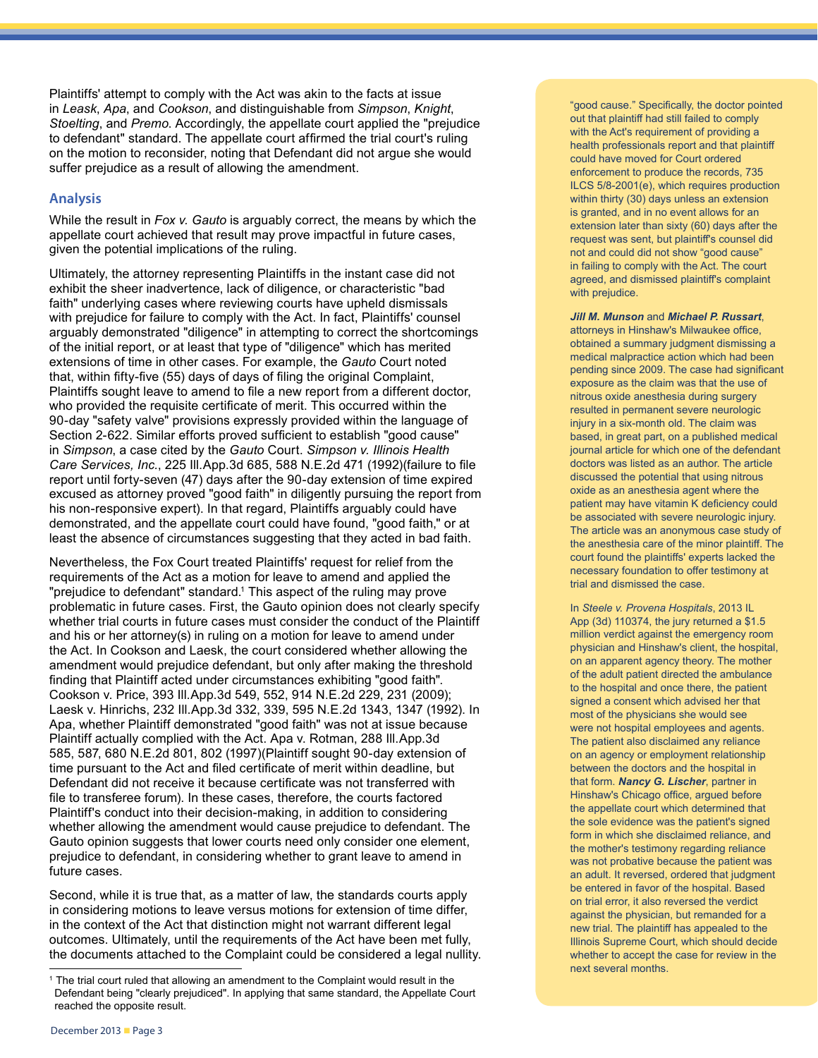Plaintiffs' attempt to comply with the Act was akin to the facts at issue in *Leask*, *Apa*, and *Cookson*, and distinguishable from *Simpson*, *Knight*, *Stoelting*, and *Premo*. Accordingly, the appellate court applied the "prejudice to defendant" standard. The appellate court affirmed the trial court's ruling on the motion to reconsider, noting that Defendant did not argue she would suffer prejudice as a result of allowing the amendment.

## Analysis

While the result in *Fox v. Gauto* is arguably correct, the means by which the appellate court achieved that result may prove impactful in future cases, given the potential implications of the ruling.

Ultimately, the attorney representing Plaintiffs in the instant case did not exhibit the sheer inadvertence, lack of diligence, or characteristic "bad faith" underlying cases where reviewing courts have upheld dismissals with prejudice for failure to comply with the Act. In fact, Plaintiffs' counsel arguably demonstrated "diligence" in attempting to correct the shortcomings of the initial report, or at least that type of "diligence" which has merited extensions of time in other cases. For example, the *Gauto* Court noted that, within fifty-five (55) days of days of filing the original Complaint, Plaintiffs sought leave to amend to file a new report from a different doctor, who provided the requisite certificate of merit. This occurred within the 90-day "safety valve" provisions expressly provided within the language of Section 2-622. Similar efforts proved sufficient to establish "good cause" in *Simpson*, a case cited by the *Gauto* Court. *Simpson v. Illinois Health Care Services, Inc.*, 225 Ill.App.3d 685, 588 N.E.2d 471 (1992)(failure to file report until forty-seven (47) days after the 90-day extension of time expired excused as attorney proved "good faith" in diligently pursuing the report from his non-responsive expert). In that regard, Plaintiffs arguably could have demonstrated, and the appellate court could have found, "good faith," or at least the absence of circumstances suggesting that they acted in bad faith.

Nevertheless, the Fox Court treated Plaintiffs' request for relief from the requirements of the Act as a motion for leave to amend and applied the "prejudice to defendant" standard.[1] This aspect of the ruling may prove problematic in future cases. First, the Gauto opinion does not clearly specify whether trial courts in future cases must consider the conduct of the Plaintiff and his or her attorney(s) in ruling on a motion for leave to amend under the Act. In Cookson and Laesk, the court considered whether allowing the amendment would prejudice defendant, but only after making the threshold finding that Plaintiff acted under circumstances exhibiting "good faith". Cookson v. Price, 393 Ill.App.3d 549, 552, 914 N.E.2d 229, 231 (2009); Laesk v. Hinrichs, 232 Ill.App.3d 332, 339, 595 N.E.2d 1343, 1347 (1992). In Apa, whether Plaintiff demonstrated "good faith" was not at issue because Plaintiff actually complied with the Act. Apa v. Rotman, 288 Ill.App.3d 585, 587, 680 N.E.2d 801, 802 (1997)(Plaintiff sought 90-day extension of time pursuant to the Act and filed certificate of merit within deadline, but Defendant did not receive it because certificate was not transferred with file to transferee forum). In these cases, therefore, the courts factored Plaintiff's conduct into their decision-making, in addition to considering whether allowing the amendment would cause prejudice to defendant. The Gauto opinion suggests that lower courts need only consider one element, prejudice to defendant, in considering whether to grant leave to amend in future cases.

Second, while it is true that, as a matter of law, the standards courts apply in considering motions to leave versus motions for extension of time differ, in the context of the Act that distinction might not warrant different legal outcomes. Ultimately, until the requirements of the Act have been met fully, the documents attached to the Complaint could be considered a legal nullity.

[1] The trial court ruled that allowing an amendment to the Complaint would result in the Defendant being "clearly prejudiced". In applying that same standard, the Appellate Court reached the opposite result.

"good cause." Specifically, the doctor pointed out that plaintiff had still failed to comply with the Act's requirement of providing a health professionals report and that plaintiff could have moved for Court ordered enforcement to produce the records, 735 ILCS 5/8-2001(e), which requires production within thirty (30) days unless an extension is granted, and in no event allows for an extension later than sixty (60) days after the request was sent, but plaintiff's counsel did not and could did not show "good cause" in failing to comply with the Act. The court agreed, and dismissed plaintiff's complaint with prejudice.

***Jill M. Munson*** and ***Michael P. Russart***, attorneys in Hinshaw's Milwaukee office, obtained a summary judgment dismissing a medical malpractice action which had been pending since 2009. The case had significant exposure as the claim was that the use of nitrous oxide anesthesia during surgery resulted in permanent severe neurologic injury in a six-month old. The claim was based, in great part, on a published medical journal article for which one of the defendant doctors was listed as an author. The article discussed the potential that using nitrous oxide as an anesthesia agent where the patient may have vitamin K deficiency could be associated with severe neurologic injury. The article was an anonymous case study of the anesthesia care of the minor plaintiff. The court found the plaintiffs' experts lacked the necessary foundation to offer testimony at trial and dismissed the case.

In *Steele v. Provena Hospitals*, 2013 IL App (3d) 110374, the jury returned a $1.5 million verdict against the emergency room physician and Hinshaw's client, the hospital, on an apparent agency theory. The mother of the adult patient directed the ambulance to the hospital and once there, the patient signed a consent which advised her that most of the physicians she would see were not hospital employees and agents. The patient also disclaimed any reliance on an agency or employment relationship between the doctors and the hospital in that form. ***Nancy G. Lischer***, partner in Hinshaw's Chicago office, argued before the appellate court which determined that the sole evidence was the patient's signed form in which she disclaimed reliance, and the mother's testimony regarding reliance was not probative because the patient was an adult. It reversed, ordered that judgment be entered in favor of the hospital. Based on trial error, it also reversed the verdict against the physician, but remanded for a new trial. The plaintiff has appealed to the Illinois Supreme Court, which should decide whether to accept the case for review in the next several months.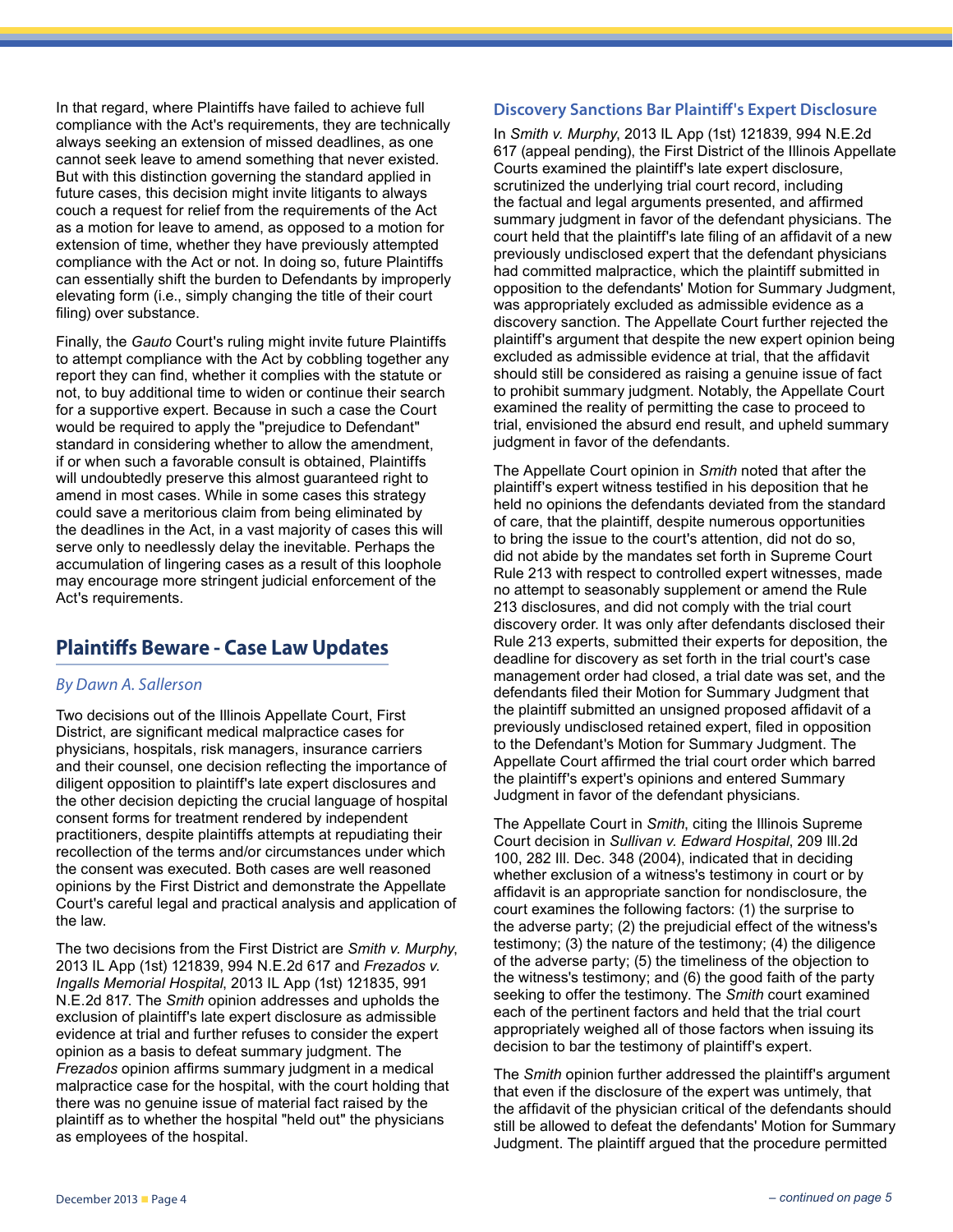In that regard, where Plaintiffs have failed to achieve full compliance with the Act's requirements, they are technically always seeking an extension of missed deadlines, as one cannot seek leave to amend something that never existed. But with this distinction governing the standard applied in future cases, this decision might invite litigants to always couch a request for relief from the requirements of the Act as a motion for leave to amend, as opposed to a motion for extension of time, whether they have previously attempted compliance with the Act or not. In doing so, future Plaintiffs can essentially shift the burden to Defendants by improperly elevating form (i.e., simply changing the title of their court filing) over substance.

Finally, the *Gauto* Court's ruling might invite future Plaintiffs to attempt compliance with the Act by cobbling together any report they can find, whether it complies with the statute or not, to buy additional time to widen or continue their search for a supportive expert. Because in such a case the Court would be required to apply the "prejudice to Defendant" standard in considering whether to allow the amendment, if or when such a favorable consult is obtained, Plaintiffs will undoubtedly preserve this almost guaranteed right to amend in most cases. While in some cases this strategy could save a meritorious claim from being eliminated by the deadlines in the Act, in a vast majority of cases this will serve only to needlessly delay the inevitable. Perhaps the accumulation of lingering cases as a result of this loophole may encourage more stringent judicial enforcement of the Act's requirements.

## Plaintiffs Beware - Case Law Updates

*By Dawn A. Sallerson*

Two decisions out of the Illinois Appellate Court, First District, are significant medical malpractice cases for physicians, hospitals, risk managers, insurance carriers and their counsel, one decision reflecting the importance of diligent opposition to plaintiff's late expert disclosures and the other decision depicting the crucial language of hospital consent forms for treatment rendered by independent practitioners, despite plaintiffs attempts at repudiating their recollection of the terms and/or circumstances under which the consent was executed. Both cases are well reasoned opinions by the First District and demonstrate the Appellate Court's careful legal and practical analysis and application of the law.

The two decisions from the First District are *Smith v. Murphy*, 2013 IL App (1st) 121839, 994 N.E.2d 617 and *Frezados v. Ingalls Memorial Hospital*, 2013 IL App (1st) 121835, 991 N.E.2d 817. The *Smith* opinion addresses and upholds the exclusion of plaintiff's late expert disclosure as admissible evidence at trial and further refuses to consider the expert opinion as a basis to defeat summary judgment. The *Frezados* opinion affirms summary judgment in a medical malpractice case for the hospital, with the court holding that there was no genuine issue of material fact raised by the plaintiff as to whether the hospital "held out" the physicians as employees of the hospital.

### Discovery Sanctions Bar Plaintiff's Expert Disclosure

In *Smith v. Murphy*, 2013 IL App (1st) 121839, 994 N.E.2d 617 (appeal pending), the First District of the Illinois Appellate Courts examined the plaintiff's late expert disclosure, scrutinized the underlying trial court record, including the factual and legal arguments presented, and affirmed summary judgment in favor of the defendant physicians. The court held that the plaintiff's late filing of an affidavit of a new previously undisclosed expert that the defendant physicians had committed malpractice, which the plaintiff submitted in opposition to the defendants' Motion for Summary Judgment, was appropriately excluded as admissible evidence as a discovery sanction. The Appellate Court further rejected the plaintiff's argument that despite the new expert opinion being excluded as admissible evidence at trial, that the affidavit should still be considered as raising a genuine issue of fact to prohibit summary judgment. Notably, the Appellate Court examined the reality of permitting the case to proceed to trial, envisioned the absurd end result, and upheld summary judgment in favor of the defendants.

The Appellate Court opinion in *Smith* noted that after the plaintiff's expert witness testified in his deposition that he held no opinions the defendants deviated from the standard of care, that the plaintiff, despite numerous opportunities to bring the issue to the court's attention, did not do so, did not abide by the mandates set forth in Supreme Court Rule 213 with respect to controlled expert witnesses, made no attempt to seasonably supplement or amend the Rule 213 disclosures, and did not comply with the trial court discovery order. It was only after defendants disclosed their Rule 213 experts, submitted their experts for deposition, the deadline for discovery as set forth in the trial court's case management order had closed, a trial date was set, and the defendants filed their Motion for Summary Judgment that the plaintiff submitted an unsigned proposed affidavit of a previously undisclosed retained expert, filed in opposition to the Defendant's Motion for Summary Judgment. The Appellate Court affirmed the trial court order which barred the plaintiff's expert's opinions and entered Summary Judgment in favor of the defendant physicians.

The Appellate Court in *Smith*, citing the Illinois Supreme Court decision in *Sullivan v. Edward Hospital*, 209 Ill.2d 100, 282 Ill. Dec. 348 (2004), indicated that in deciding whether exclusion of a witness's testimony in court or by affidavit is an appropriate sanction for nondisclosure, the court examines the following factors: (1) the surprise to the adverse party; (2) the prejudicial effect of the witness's testimony; (3) the nature of the testimony; (4) the diligence of the adverse party; (5) the timeliness of the objection to the witness's testimony; and (6) the good faith of the party seeking to offer the testimony. The *Smith* court examined each of the pertinent factors and held that the trial court appropriately weighed all of those factors when issuing its decision to bar the testimony of plaintiff's expert.

The *Smith* opinion further addressed the plaintiff's argument that even if the disclosure of the expert was untimely, that the affidavit of the physician critical of the defendants should still be allowed to defeat the defendants' Motion for Summary Judgment. The plaintiff argued that the procedure permitted

*– continued on page 5*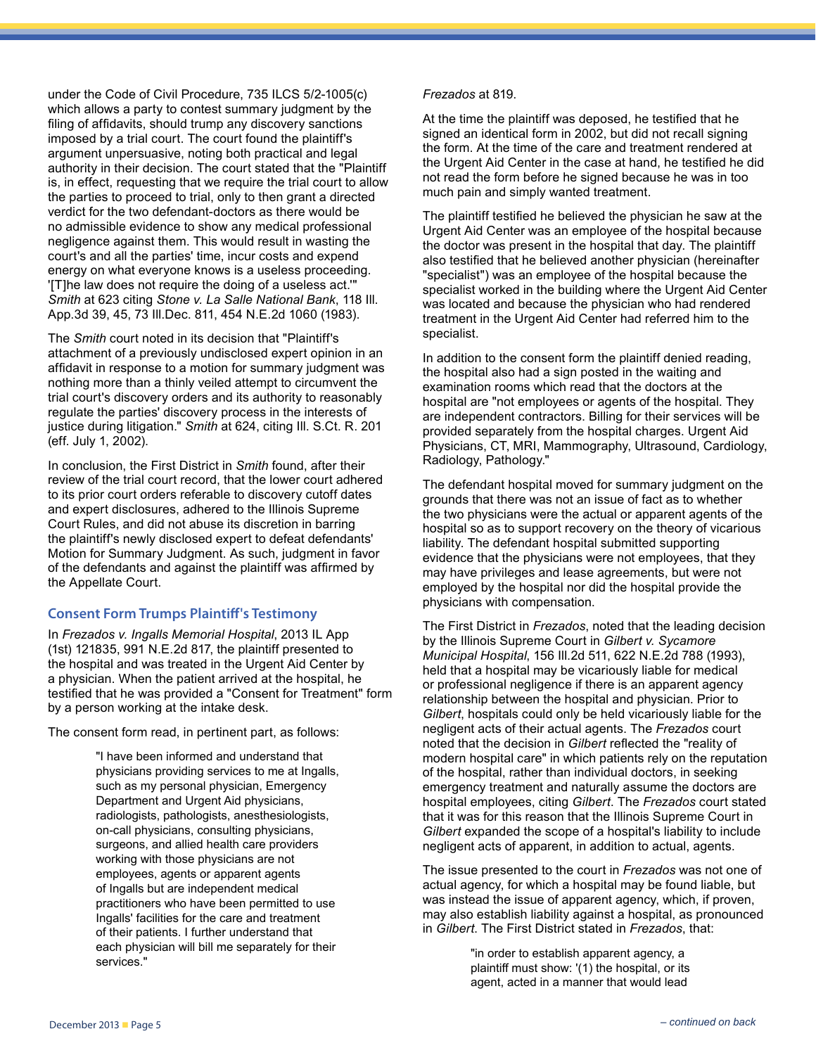under the Code of Civil Procedure, 735 ILCS 5/2-1005(c) which allows a party to contest summary judgment by the filing of affidavits, should trump any discovery sanctions imposed by a trial court. The court found the plaintiff's argument unpersuasive, noting both practical and legal authority in their decision. The court stated that the "Plaintiff is, in effect, requesting that we require the trial court to allow the parties to proceed to trial, only to then grant a directed verdict for the two defendant-doctors as there would be no admissible evidence to show any medical professional negligence against them. This would result in wasting the court's and all the parties' time, incur costs and expend energy on what everyone knows is a useless proceeding. '[T]he law does not require the doing of a useless act.'" *Smith* at 623 citing *Stone v. La Salle National Bank*, 118 Ill. App.3d 39, 45, 73 Ill.Dec. 811, 454 N.E.2d 1060 (1983).

The *Smith* court noted in its decision that "Plaintiff's attachment of a previously undisclosed expert opinion in an affidavit in response to a motion for summary judgment was nothing more than a thinly veiled attempt to circumvent the trial court's discovery orders and its authority to reasonably regulate the parties' discovery process in the interests of justice during litigation." *Smith* at 624, citing Ill. S.Ct. R. 201 (eff. July 1, 2002).

In conclusion, the First District in *Smith* found, after their review of the trial court record, that the lower court adhered to its prior court orders referable to discovery cutoff dates and expert disclosures, adhered to the Illinois Supreme Court Rules, and did not abuse its discretion in barring the plaintiff's newly disclosed expert to defeat defendants' Motion for Summary Judgment. As such, judgment in favor of the defendants and against the plaintiff was affirmed by the Appellate Court.

## Consent Form Trumps Plaintiff's Testimony

In *Frezados v. Ingalls Memorial Hospital*, 2013 IL App (1st) 121835, 991 N.E.2d 817, the plaintiff presented to the hospital and was treated in the Urgent Aid Center by a physician. When the patient arrived at the hospital, he testified that he was provided a "Consent for Treatment" form by a person working at the intake desk.

The consent form read, in pertinent part, as follows:

> "I have been informed and understand that physicians providing services to me at Ingalls, such as my personal physician, Emergency Department and Urgent Aid physicians, radiologists, pathologists, anesthesiologists, on-call physicians, consulting physicians, surgeons, and allied health care providers working with those physicians are not employees, agents or apparent agents of Ingalls but are independent medical practitioners who have been permitted to use Ingalls' facilities for the care and treatment of their patients. I further understand that each physician will bill me separately for their services."

*Frezados* at 819.

At the time the plaintiff was deposed, he testified that he signed an identical form in 2002, but did not recall signing the form. At the time of the care and treatment rendered at the Urgent Aid Center in the case at hand, he testified he did not read the form before he signed because he was in too much pain and simply wanted treatment.

The plaintiff testified he believed the physician he saw at the Urgent Aid Center was an employee of the hospital because the doctor was present in the hospital that day. The plaintiff also testified that he believed another physician (hereinafter "specialist") was an employee of the hospital because the specialist worked in the building where the Urgent Aid Center was located and because the physician who had rendered treatment in the Urgent Aid Center had referred him to the specialist.

In addition to the consent form the plaintiff denied reading, the hospital also had a sign posted in the waiting and examination rooms which read that the doctors at the hospital are "not employees or agents of the hospital. They are independent contractors. Billing for their services will be provided separately from the hospital charges. Urgent Aid Physicians, CT, MRI, Mammography, Ultrasound, Cardiology, Radiology, Pathology."

The defendant hospital moved for summary judgment on the grounds that there was not an issue of fact as to whether the two physicians were the actual or apparent agents of the hospital so as to support recovery on the theory of vicarious liability. The defendant hospital submitted supporting evidence that the physicians were not employees, that they may have privileges and lease agreements, but were not employed by the hospital nor did the hospital provide the physicians with compensation.

The First District in *Frezados*, noted that the leading decision by the Illinois Supreme Court in *Gilbert v. Sycamore Municipal Hospital*, 156 Ill.2d 511, 622 N.E.2d 788 (1993), held that a hospital may be vicariously liable for medical or professional negligence if there is an apparent agency relationship between the hospital and physician. Prior to *Gilbert*, hospitals could only be held vicariously liable for the negligent acts of their actual agents. The *Frezados* court noted that the decision in *Gilbert* reflected the "reality of modern hospital care" in which patients rely on the reputation of the hospital, rather than individual doctors, in seeking emergency treatment and naturally assume the doctors are hospital employees, citing *Gilbert*. The *Frezados* court stated that it was for this reason that the Illinois Supreme Court in *Gilbert* expanded the scope of a hospital's liability to include negligent acts of apparent, in addition to actual, agents.

The issue presented to the court in *Frezados* was not one of actual agency, for which a hospital may be found liable, but was instead the issue of apparent agency, which, if proven, may also establish liability against a hospital, as pronounced in *Gilbert*. The First District stated in *Frezados*, that:

> "in order to establish apparent agency, a plaintiff must show: '(1) the hospital, or its agent, acted in a manner that would lead

*– continued on back*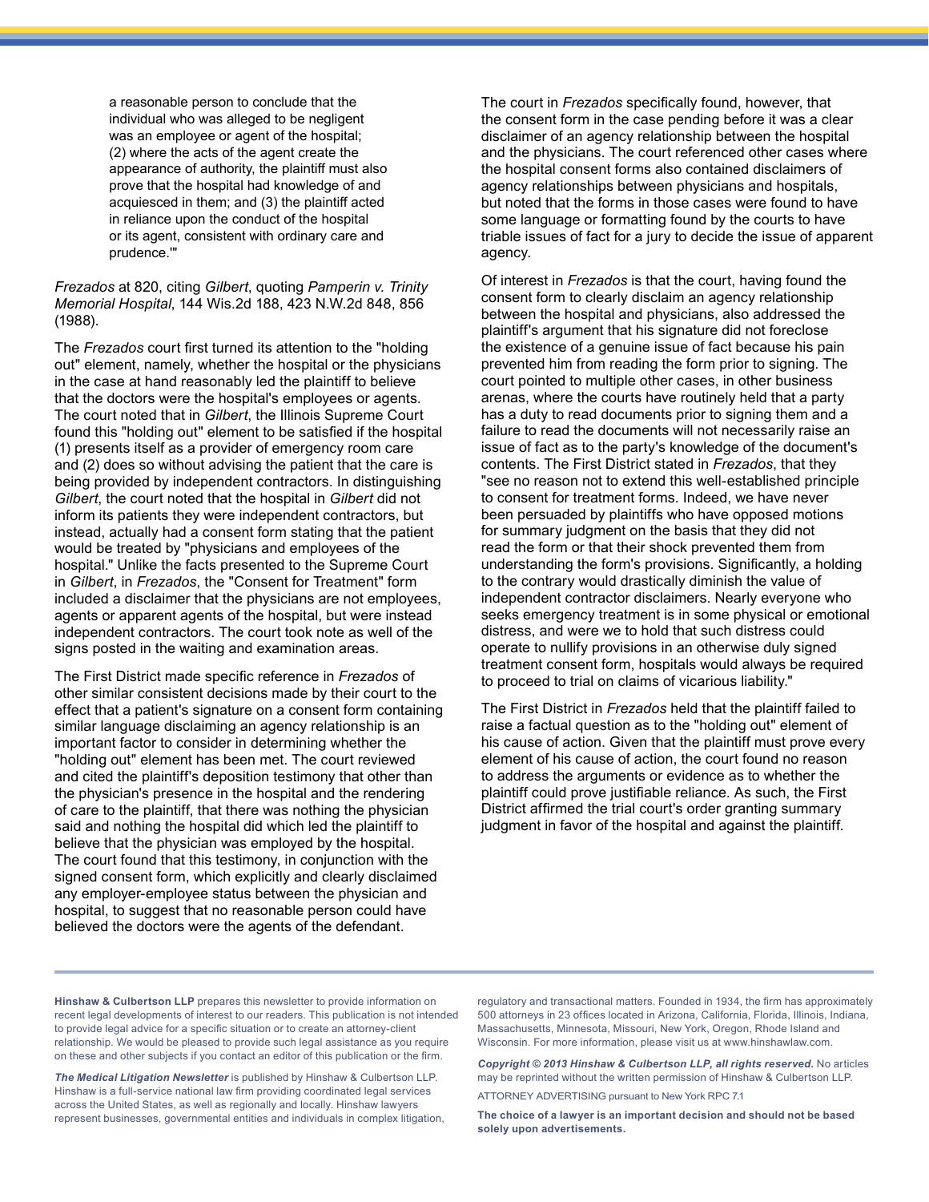> a reasonable person to conclude that the individual who was alleged to be negligent was an employee or agent of the hospital; (2) where the acts of the agent create the appearance of authority, the plaintiff must also prove that the hospital had knowledge of and acquiesced in them; and (3) the plaintiff acted in reliance upon the conduct of the hospital or its agent, consistent with ordinary care and prudence.'"

*Frezados* at 820, citing *Gilbert*, quoting *Pamperin v. Trinity Memorial Hospital*, 144 Wis.2d 188, 423 N.W.2d 848, 856 (1988).

The *Frezados* court first turned its attention to the "holding out" element, namely, whether the hospital or the physicians in the case at hand reasonably led the plaintiff to believe that the doctors were the hospital's employees or agents. The court noted that in *Gilbert*, the Illinois Supreme Court found this "holding out" element to be satisfied if the hospital (1) presents itself as a provider of emergency room care and (2) does so without advising the patient that the care is being provided by independent contractors. In distinguishing *Gilbert*, the court noted that the hospital in *Gilbert* did not inform its patients they were independent contractors, but instead, actually had a consent form stating that the patient would be treated by "physicians and employees of the hospital." Unlike the facts presented to the Supreme Court in *Gilbert*, in *Frezados*, the "Consent for Treatment" form included a disclaimer that the physicians are not employees, agents or apparent agents of the hospital, but were instead independent contractors. The court took note as well of the signs posted in the waiting and examination areas.

The First District made specific reference in *Frezados* of other similar consistent decisions made by their court to the effect that a patient's signature on a consent form containing similar language disclaiming an agency relationship is an important factor to consider in determining whether the "holding out" element has been met. The court reviewed and cited the plaintiff's deposition testimony that other than the physician's presence in the hospital and the rendering of care to the plaintiff, that there was nothing the physician said and nothing the hospital did which led the plaintiff to believe that the physician was employed by the hospital. The court found that this testimony, in conjunction with the signed consent form, which explicitly and clearly disclaimed any employer-employee status between the physician and hospital, to suggest that no reasonable person could have believed the doctors were the agents of the defendant.

The court in *Frezados* specifically found, however, that the consent form in the case pending before it was a clear disclaimer of an agency relationship between the hospital and the physicians. The court referenced other cases where the hospital consent forms also contained disclaimers of agency relationships between physicians and hospitals, but noted that the forms in those cases were found to have some language or formatting found by the courts to have triable issues of fact for a jury to decide the issue of apparent agency.

Of interest in *Frezados* is that the court, having found the consent form to clearly disclaim an agency relationship between the hospital and physicians, also addressed the plaintiff's argument that his signature did not foreclose the existence of a genuine issue of fact because his pain prevented him from reading the form prior to signing. The court pointed to multiple other cases, in other business arenas, where the courts have routinely held that a party has a duty to read documents prior to signing them and a failure to read the documents will not necessarily raise an issue of fact as to the party's knowledge of the document's contents. The First District stated in *Frezados*, that they "see no reason not to extend this well-established principle to consent for treatment forms. Indeed, we have never been persuaded by plaintiffs who have opposed motions for summary judgment on the basis that they did not read the form or that their shock prevented them from understanding the form's provisions. Significantly, a holding to the contrary would drastically diminish the value of independent contractor disclaimers. Nearly everyone who seeks emergency treatment is in some physical or emotional distress, and were we to hold that such distress could operate to nullify provisions in an otherwise duly signed treatment consent form, hospitals would always be required to proceed to trial on claims of vicarious liability."

The First District in *Frezados* held that the plaintiff failed to raise a factual question as to the "holding out" element of his cause of action. Given that the plaintiff must prove every element of his cause of action, the court found no reason to address the arguments or evidence as to whether the plaintiff could prove justifiable reliance. As such, the First District affirmed the trial court's order granting summary judgment in favor of the hospital and against the plaintiff.

---

**Hinshaw & Culbertson LLP** prepares this newsletter to provide information on recent legal developments of interest to our readers. This publication is not intended to provide legal advice for a specific situation or to create an attorney-client relationship. We would be pleased to provide such legal assistance as you require on these and other subjects if you contact an editor of this publication or the firm.

***The Medical Litigation Newsletter*** is published by Hinshaw & Culbertson LLP. Hinshaw is a full-service national law firm providing coordinated legal services across the United States, as well as regionally and locally. Hinshaw lawyers represent businesses, governmental entities and individuals in complex litigation, regulatory and transactional matters. Founded in 1934, the firm has approximately 500 attorneys in 23 offices located in Arizona, California, Florida, Illinois, Indiana, Massachusetts, Minnesota, Missouri, New York, Oregon, Rhode Island and Wisconsin. For more information, please visit us at www.hinshawlaw.com.

***Copyright © 2013 Hinshaw & Culbertson LLP, all rights reserved.*** No articles may be reprinted without the written permission of Hinshaw & Culbertson LLP.

ATTORNEY ADVERTISING pursuant to New York RPC 7.1

**The choice of a lawyer is an important decision and should not be based solely upon advertisements.**